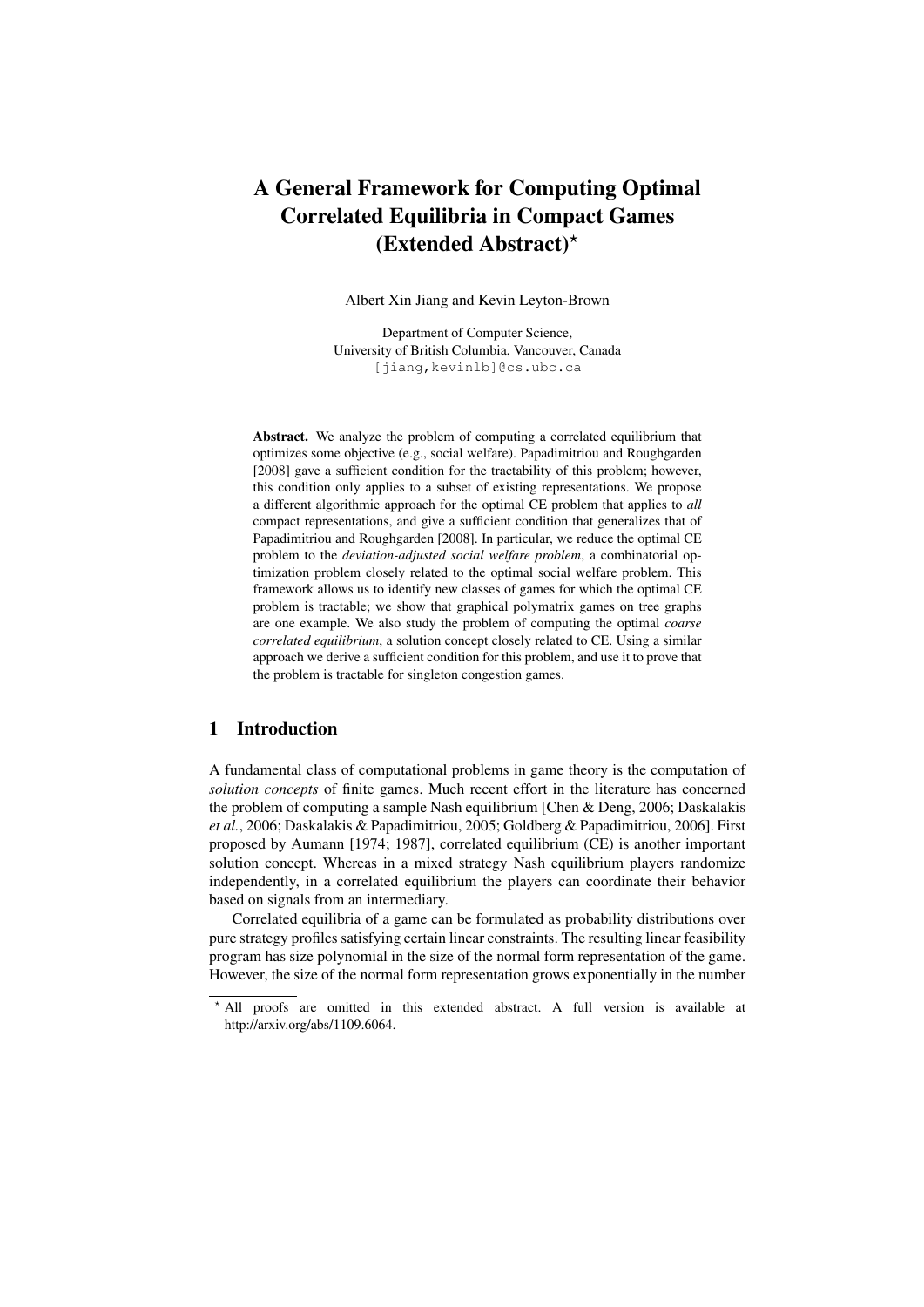# A General Framework for Computing Optimal Correlated Equilibria in Compact Games (Extended Abstract)*

Albert Xin Jiang and Kevin Leyton-Brown

Department of Computer Science,
University of British Columbia, Vancouver, Canada
[jiang,kevinlb]@cs.ubc.ca

**Abstract.** We analyze the problem of computing a correlated equilibrium that optimizes some objective (e.g., social welfare). Papadimitriou and Roughgarden [2008] gave a sufficient condition for the tractability of this problem; however, this condition only applies to a subset of existing representations. We propose a different algorithmic approach for the optimal CE problem that applies to *all* compact representations, and give a sufficient condition that generalizes that of Papadimitriou and Roughgarden [2008]. In particular, we reduce the optimal CE problem to the *deviation-adjusted social welfare problem*, a combinatorial optimization problem closely related to the optimal social welfare problem. This framework allows us to identify new classes of games for which the optimal CE problem is tractable; we show that graphical polymatrix games on tree graphs are one example. We also study the problem of computing the optimal *coarse correlated equilibrium*, a solution concept closely related to CE. Using a similar approach we derive a sufficient condition for this problem, and use it to prove that the problem is tractable for singleton congestion games.

## 1 Introduction

A fundamental class of computational problems in game theory is the computation of *solution concepts* of finite games. Much recent effort in the literature has concerned the problem of computing a sample Nash equilibrium [Chen & Deng, 2006; Daskalakis *et al.*, 2006; Daskalakis & Papadimitriou, 2005; Goldberg & Papadimitriou, 2006]. First proposed by Aumann [1974; 1987], correlated equilibrium (CE) is another important solution concept. Whereas in a mixed strategy Nash equilibrium players randomize independently, in a correlated equilibrium the players can coordinate their behavior based on signals from an intermediary.

Correlated equilibria of a game can be formulated as probability distributions over pure strategy profiles satisfying certain linear constraints. The resulting linear feasibility program has size polynomial in the size of the normal form representation of the game. However, the size of the normal form representation grows exponentially in the number

---

* All proofs are omitted in this extended abstract. A full version is available at http://arxiv.org/abs/1109.6064.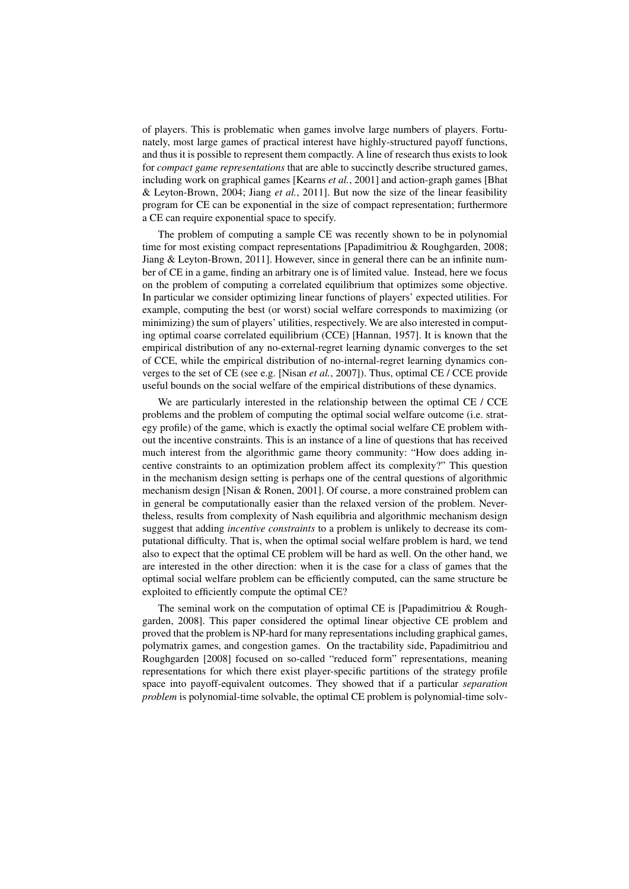of players. This is problematic when games involve large numbers of players. Fortunately, most large games of practical interest have highly-structured payoff functions, and thus it is possible to represent them compactly. A line of research thus exists to look for *compact game representations* that are able to succinctly describe structured games, including work on graphical games [Kearns *et al.*, 2001] and action-graph games [Bhat & Leyton-Brown, 2004; Jiang *et al.*, 2011]. But now the size of the linear feasibility program for CE can be exponential in the size of compact representation; furthermore a CE can require exponential space to specify.

The problem of computing a sample CE was recently shown to be in polynomial time for most existing compact representations [Papadimitriou & Roughgarden, 2008; Jiang & Leyton-Brown, 2011]. However, since in general there can be an infinite number of CE in a game, finding an arbitrary one is of limited value. Instead, here we focus on the problem of computing a correlated equilibrium that optimizes some objective. In particular we consider optimizing linear functions of players' expected utilities. For example, computing the best (or worst) social welfare corresponds to maximizing (or minimizing) the sum of players' utilities, respectively. We are also interested in computing optimal coarse correlated equilibrium (CCE) [Hannan, 1957]. It is known that the empirical distribution of any no-external-regret learning dynamic converges to the set of CCE, while the empirical distribution of no-internal-regret learning dynamics converges to the set of CE (see e.g. [Nisan *et al.*, 2007]). Thus, optimal CE / CCE provide useful bounds on the social welfare of the empirical distributions of these dynamics.

We are particularly interested in the relationship between the optimal CE / CCE problems and the problem of computing the optimal social welfare outcome (i.e. strategy profile) of the game, which is exactly the optimal social welfare CE problem without the incentive constraints. This is an instance of a line of questions that has received much interest from the algorithmic game theory community: "How does adding incentive constraints to an optimization problem affect its complexity?" This question in the mechanism design setting is perhaps one of the central questions of algorithmic mechanism design [Nisan & Ronen, 2001]. Of course, a more constrained problem can in general be computationally easier than the relaxed version of the problem. Nevertheless, results from complexity of Nash equilibria and algorithmic mechanism design suggest that adding *incentive constraints* to a problem is unlikely to decrease its computational difficulty. That is, when the optimal social welfare problem is hard, we tend also to expect that the optimal CE problem will be hard as well. On the other hand, we are interested in the other direction: when it is the case for a class of games that the optimal social welfare problem can be efficiently computed, can the same structure be exploited to efficiently compute the optimal CE?

The seminal work on the computation of optimal CE is [Papadimitriou & Roughgarden, 2008]. This paper considered the optimal linear objective CE problem and proved that the problem is NP-hard for many representations including graphical games, polymatrix games, and congestion games. On the tractability side, Papadimitriou and Roughgarden [2008] focused on so-called "reduced form" representations, meaning representations for which there exist player-specific partitions of the strategy profile space into payoff-equivalent outcomes. They showed that if a particular *separation problem* is polynomial-time solvable, the optimal CE problem is polynomial-time solv-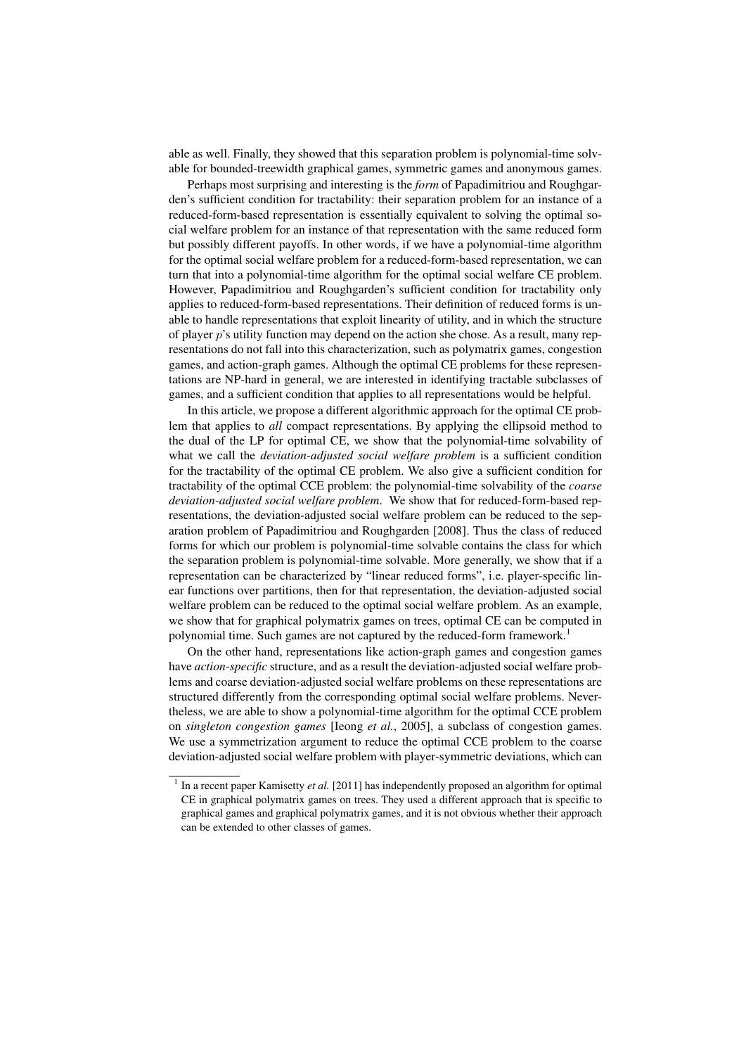able as well. Finally, they showed that this separation problem is polynomial-time solvable for bounded-treewidth graphical games, symmetric games and anonymous games.

Perhaps most surprising and interesting is the *form* of Papadimitriou and Roughgarden's sufficient condition for tractability: their separation problem for an instance of a reduced-form-based representation is essentially equivalent to solving the optimal social welfare problem for an instance of that representation with the same reduced form but possibly different payoffs. In other words, if we have a polynomial-time algorithm for the optimal social welfare problem for a reduced-form-based representation, we can turn that into a polynomial-time algorithm for the optimal social welfare CE problem. However, Papadimitriou and Roughgarden's sufficient condition for tractability only applies to reduced-form-based representations. Their definition of reduced forms is unable to handle representations that exploit linearity of utility, and in which the structure of player $p$'s utility function may depend on the action she chose. As a result, many representations do not fall into this characterization, such as polymatrix games, congestion games, and action-graph games. Although the optimal CE problems for these representations are NP-hard in general, we are interested in identifying tractable subclasses of games, and a sufficient condition that applies to all representations would be helpful.

In this article, we propose a different algorithmic approach for the optimal CE problem that applies to *all* compact representations. By applying the ellipsoid method to the dual of the LP for optimal CE, we show that the polynomial-time solvability of what we call the *deviation-adjusted social welfare problem* is a sufficient condition for the tractability of the optimal CE problem. We also give a sufficient condition for tractability of the optimal CCE problem: the polynomial-time solvability of the *coarse deviation-adjusted social welfare problem*. We show that for reduced-form-based representations, the deviation-adjusted social welfare problem can be reduced to the separation problem of Papadimitriou and Roughgarden [2008]. Thus the class of reduced forms for which our problem is polynomial-time solvable contains the class for which the separation problem is polynomial-time solvable. More generally, we show that if a representation can be characterized by "linear reduced forms", i.e. player-specific linear functions over partitions, then for that representation, the deviation-adjusted social welfare problem can be reduced to the optimal social welfare problem. As an example, we show that for graphical polymatrix games on trees, optimal CE can be computed in polynomial time. Such games are not captured by the reduced-form framework.[1]

On the other hand, representations like action-graph games and congestion games have *action-specific* structure, and as a result the deviation-adjusted social welfare problems and coarse deviation-adjusted social welfare problems on these representations are structured differently from the corresponding optimal social welfare problems. Nevertheless, we are able to show a polynomial-time algorithm for the optimal CCE problem on *singleton congestion games* [Ieong *et al.*, 2005], a subclass of congestion games. We use a symmetrization argument to reduce the optimal CCE problem to the coarse deviation-adjusted social welfare problem with player-symmetric deviations, which can

[1] In a recent paper Kamisetty *et al.* [2011] has independently proposed an algorithm for optimal CE in graphical polymatrix games on trees. They used a different approach that is specific to graphical games and graphical polymatrix games, and it is not obvious whether their approach can be extended to other classes of games.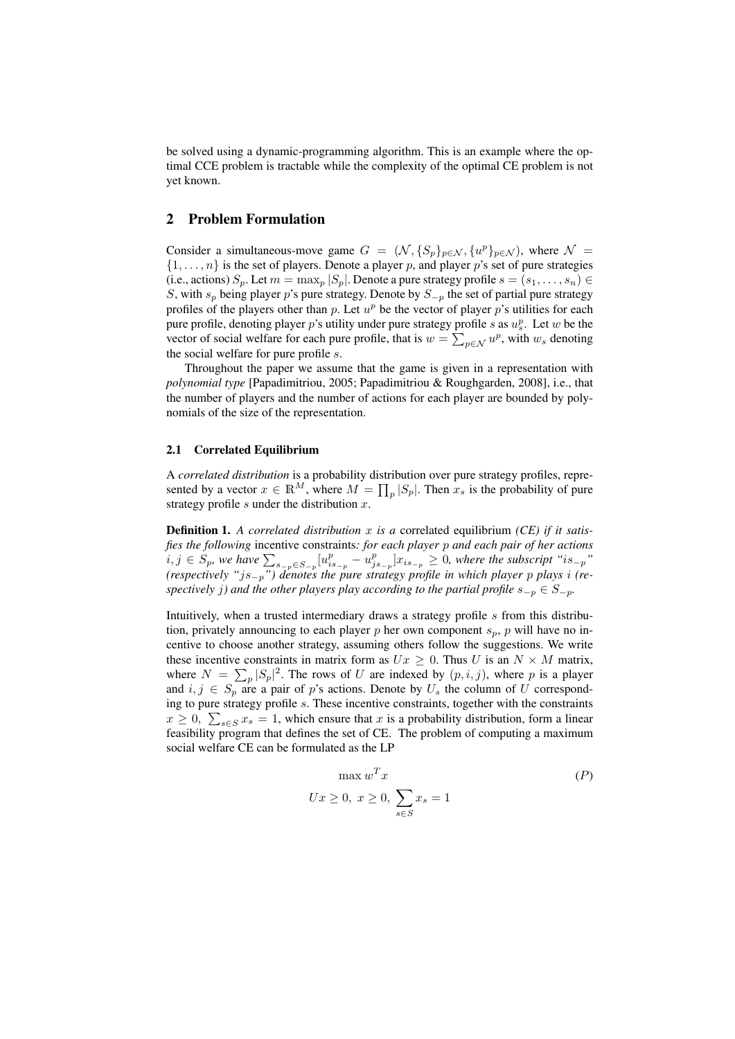be solved using a dynamic-programming algorithm. This is an example where the optimal CCE problem is tractable while the complexity of the optimal CE problem is not yet known.

## 2 Problem Formulation

Consider a simultaneous-move game $G = (\mathcal{N}, \{S_p\}_{p\in\mathcal{N}}, \{u^p\}_{p\in\mathcal{N}})$, where $\mathcal{N} = \{1, \ldots, n\}$ is the set of players. Denote a player $p$, and player $p$'s set of pure strategies (i.e., actions) $S_p$. Let $m = \max_p |S_p|$. Denote a pure strategy profile $s = (s_1, \ldots, s_n) \in S$, with $s_p$ being player $p$'s pure strategy. Denote by $S_{-p}$ the set of partial pure strategy profiles of the players other than $p$. Let $u^p$ be the vector of player $p$'s utilities for each pure profile, denoting player $p$'s utility under pure strategy profile $s$ as $u^p_s$. Let $w$ be the vector of social welfare for each pure profile, that is $w = \sum_{p\in\mathcal{N}} u^p$, with $w_s$ denoting the social welfare for pure profile $s$.

Throughout the paper we assume that the game is given in a representation with *polynomial type* [Papadimitriou, 2005; Papadimitriou & Roughgarden, 2008], i.e., that the number of players and the number of actions for each player are bounded by polynomials of the size of the representation.

### 2.1 Correlated Equilibrium

A *correlated distribution* is a probability distribution over pure strategy profiles, represented by a vector $x \in \mathbb{R}^M$, where $M = \prod_p |S_p|$. Then $x_s$ is the probability of pure strategy profile $s$ under the distribution $x$.

**Definition 1.** *A correlated distribution $x$ is a* correlated equilibrium *(CE) if it satisfies the following* incentive constraints*: for each player $p$ and each pair of her actions $i, j \in S_p$, we have $\sum_{s_{-p}\in S_{-p}} [u^p_{is_{-p}} - u^p_{js_{-p}}] x_{is_{-p}} \geq 0$, where the subscript "$is_{-p}$" (respectively "$js_{-p}$") denotes the pure strategy profile in which player $p$ plays $i$ (respectively $j$) and the other players play according to the partial profile $s_{-p} \in S_{-p}$.*

Intuitively, when a trusted intermediary draws a strategy profile $s$ from this distribution, privately announcing to each player $p$ her own component $s_p$, $p$ will have no incentive to choose another strategy, assuming others follow the suggestions. We write these incentive constraints in matrix form as $Ux \geq 0$. Thus $U$ is an $N \times M$ matrix, where $N = \sum_p |S_p|^2$. The rows of $U$ are indexed by $(p, i, j)$, where $p$ is a player and $i, j \in S_p$ are a pair of $p$'s actions. Denote by $U_s$ the column of $U$ corresponding to pure strategy profile $s$. These incentive constraints, together with the constraints $x \geq 0$, $\sum_{s\in S} x_s = 1$, which ensure that $x$ is a probability distribution, form a linear feasibility program that defines the set of CE. The problem of computing a maximum social welfare CE can be formulated as the LP

$$\max w^T x \tag{P}$$
$$Ux \geq 0,\ x \geq 0,\ \sum_{s\in S} x_s = 1$$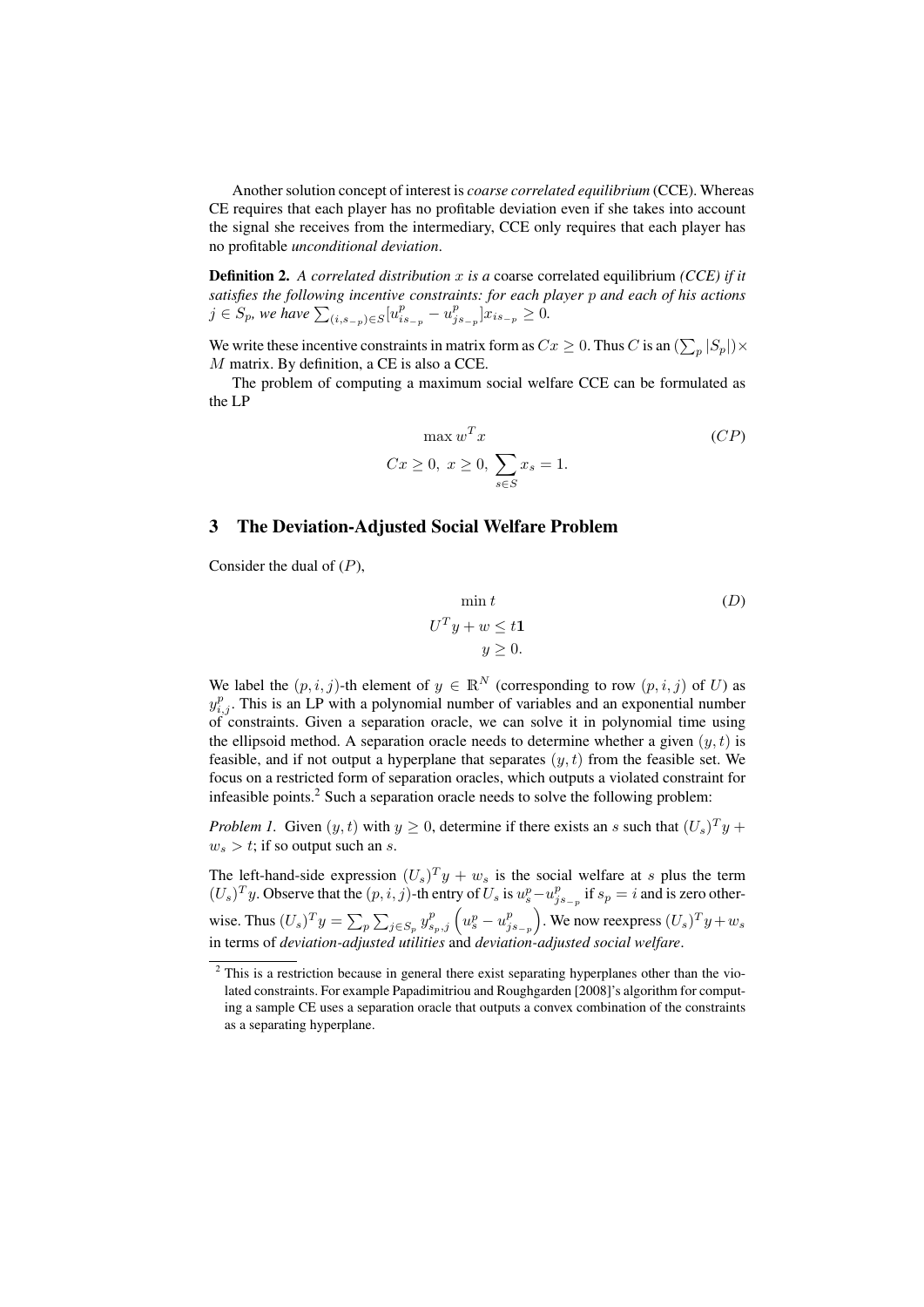Another solution concept of interest is *coarse correlated equilibrium* (CCE). Whereas CE requires that each player has no profitable deviation even if she takes into account the signal she receives from the intermediary, CCE only requires that each player has no profitable *unconditional deviation*.

**Definition 2.** *A correlated distribution $x$ is a* coarse correlated equilibrium *(CCE) if it satisfies the following incentive constraints: for each player $p$ and each of his actions $j \in S_p$, we have $\sum_{(i,s_{-p})\in S}[u^p_{is_{-p}} - u^p_{js_{-p}}]x_{is_{-p}} \geq 0$.*

We write these incentive constraints in matrix form as $Cx \geq 0$. Thus $C$ is an $(\sum_p |S_p|) \times M$ matrix. By definition, a CE is also a CCE.

The problem of computing a maximum social welfare CCE can be formulated as the LP

$$\max w^T x \qquad (CP)$$

$$Cx \geq 0,\ x \geq 0,\ \sum_{s\in S} x_s = 1.$$

## 3 The Deviation-Adjusted Social Welfare Problem

Consider the dual of $(P)$,

$$\min t \qquad (D)$$

$$U^T y + w \leq t\mathbf{1}$$

$$y \geq 0.$$

We label the $(p,i,j)$-th element of $y \in \mathbb{R}^N$ (corresponding to row $(p,i,j)$ of $U$) as $y^p_{i,j}$. This is an LP with a polynomial number of variables and an exponential number of constraints. Given a separation oracle, we can solve it in polynomial time using the ellipsoid method. A separation oracle needs to determine whether a given $(y,t)$ is feasible, and if not output a hyperplane that separates $(y,t)$ from the feasible set. We focus on a restricted form of separation oracles, which outputs a violated constraint for infeasible points.[2] Such a separation oracle needs to solve the following problem:

*Problem 1.* Given $(y,t)$ with $y \geq 0$, determine if there exists an $s$ such that $(U_s)^T y + w_s > t$; if so output such an $s$.

The left-hand-side expression $(U_s)^T y + w_s$ is the social welfare at $s$ plus the term $(U_s)^T y$. Observe that the $(p,i,j)$-th entry of $U_s$ is $u^p_s - u^p_{js_{-p}}$ if $s_p = i$ and is zero otherwise. Thus $(U_s)^T y = \sum_p \sum_{j\in S_p} y^p_{s_p,j}\left(u^p_s - u^p_{js_{-p}}\right)$. We now reexpress $(U_s)^T y + w_s$ in terms of *deviation-adjusted utilities* and *deviation-adjusted social welfare*.

[2] This is a restriction because in general there exist separating hyperplanes other than the violated constraints. For example Papadimitriou and Roughgarden [2008]'s algorithm for computing a sample CE uses a separation oracle that outputs a convex combination of the constraints as a separating hyperplane.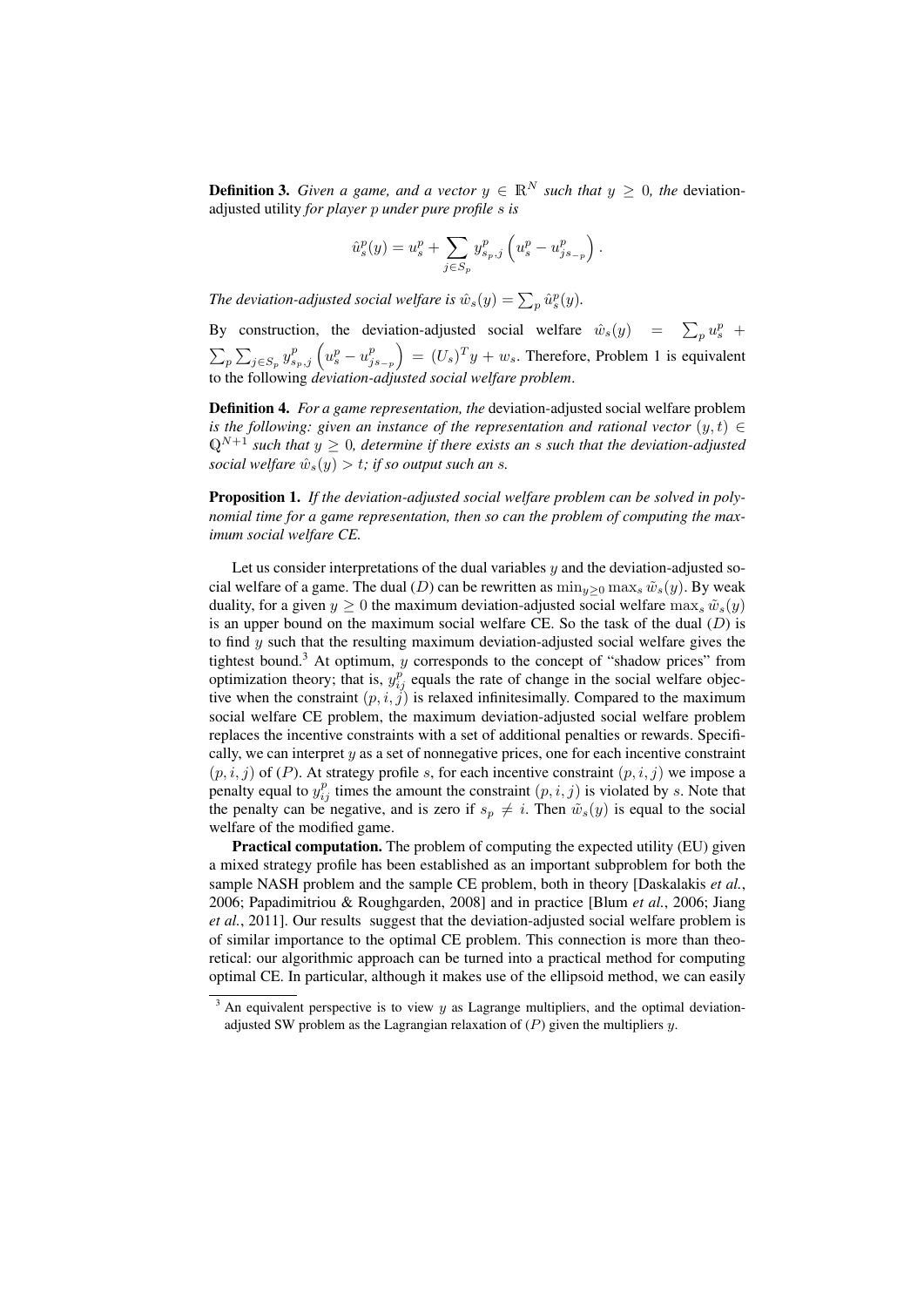**Definition 3.** *Given a game, and a vector $y \in \mathbb{R}^N$ such that $y \geq 0$, the* deviation-adjusted utility *for player $p$ under pure profile $s$ is*

$$\hat{u}^p_s(y) = u^p_s + \sum_{j \in S_p} y^p_{s_p,j} \left( u^p_s - u^p_{js_{-p}} \right).$$

*The deviation-adjusted social welfare is $\hat{w}_s(y) = \sum_p \hat{u}^p_s(y)$.*

By construction, the deviation-adjusted social welfare $\hat{w}_s(y) = \sum_p u^p_s + \sum_p \sum_{j \in S_p} y^p_{s_p,j} \left( u^p_s - u^p_{js_{-p}} \right) = (U_s)^T y + w_s$. Therefore, Problem 1 is equivalent to the following *deviation-adjusted social welfare problem*.

**Definition 4.** *For a game representation, the* deviation-adjusted social welfare problem *is the following: given an instance of the representation and rational vector $(y, t) \in \mathbb{Q}^{N+1}$ such that $y \geq 0$, determine if there exists an $s$ such that the deviation-adjusted social welfare $\hat{w}_s(y) > t$; if so output such an $s$.*

**Proposition 1.** *If the deviation-adjusted social welfare problem can be solved in polynomial time for a game representation, then so can the problem of computing the maximum social welfare CE.*

Let us consider interpretations of the dual variables $y$ and the deviation-adjusted social welfare of a game. The dual $(D)$ can be rewritten as $\min_{y \geq 0} \max_s \tilde{w}_s(y)$. By weak duality, for a given $y \geq 0$ the maximum deviation-adjusted social welfare $\max_s \tilde{w}_s(y)$ is an upper bound on the maximum social welfare CE. So the task of the dual $(D)$ is to find $y$ such that the resulting maximum deviation-adjusted social welfare gives the tightest bound.[3] At optimum, $y$ corresponds to the concept of "shadow prices" from optimization theory; that is, $y^p_{ij}$ equals the rate of change in the social welfare objective when the constraint $(p, i, j)$ is relaxed infinitesimally. Compared to the maximum social welfare CE problem, the maximum deviation-adjusted social welfare problem replaces the incentive constraints with a set of additional penalties or rewards. Specifically, we can interpret $y$ as a set of nonnegative prices, one for each incentive constraint $(p, i, j)$ of $(P)$. At strategy profile $s$, for each incentive constraint $(p, i, j)$ we impose a penalty equal to $y^p_{ij}$ times the amount the constraint $(p, i, j)$ is violated by $s$. Note that the penalty can be negative, and is zero if $s_p \neq i$. Then $\tilde{w}_s(y)$ is equal to the social welfare of the modified game.

**Practical computation.** The problem of computing the expected utility (EU) given a mixed strategy profile has been established as an important subproblem for both the sample NASH problem and the sample CE problem, both in theory [Daskalakis *et al.*, 2006; Papadimitriou & Roughgarden, 2008] and in practice [Blum *et al.*, 2006; Jiang *et al.*, 2011]. Our results suggest that the deviation-adjusted social welfare problem is of similar importance to the optimal CE problem. This connection is more than theoretical: our algorithmic approach can be turned into a practical method for computing optimal CE. In particular, although it makes use of the ellipsoid method, we can easily

[3] An equivalent perspective is to view $y$ as Lagrange multipliers, and the optimal deviation-adjusted SW problem as the Lagrangian relaxation of $(P)$ given the multipliers $y$.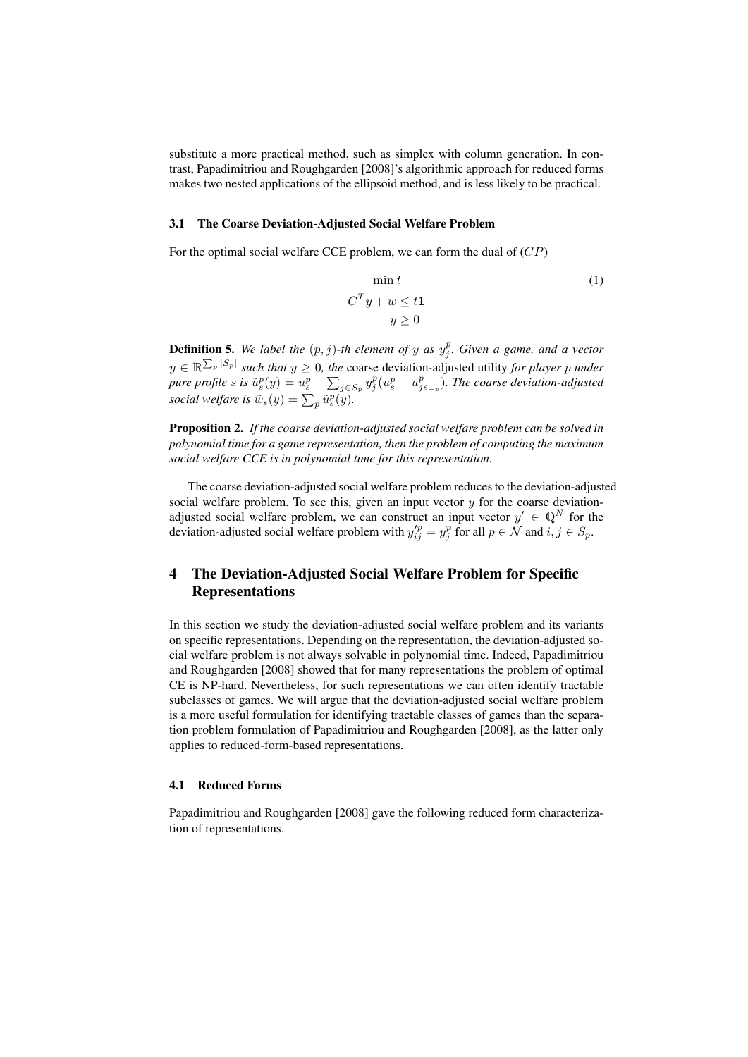substitute a more practical method, such as simplex with column generation. In contrast, Papadimitriou and Roughgarden [2008]'s algorithmic approach for reduced forms makes two nested applications of the ellipsoid method, and is less likely to be practical.

### 3.1 The Coarse Deviation-Adjusted Social Welfare Problem

For the optimal social welfare CCE problem, we can form the dual of $(CP)$

$$
\begin{aligned}
\min t \\
C^T y + w \leq t\mathbf{1} \\
y \geq 0
\end{aligned}
\tag{1}
$$

**Definition 5.** *We label the $(p, j)$-th element of $y$ as $y^p_j$. Given a game, and a vector $y \in \mathbb{R}^{\sum_p |S_p|}$ such that $y \geq 0$, the* coarse deviation-adjusted utility *for player $p$ under pure profile $s$ is $\tilde{u}^p_s(y) = u^p_s + \sum_{j \in S_p} y^p_j (u^p_s - u^p_{js_{-p}})$. The coarse deviation-adjusted social welfare is $\tilde{w}_s(y) = \sum_p \tilde{u}^p_s(y)$.*

**Proposition 2.** *If the coarse deviation-adjusted social welfare problem can be solved in polynomial time for a game representation, then the problem of computing the maximum social welfare CCE is in polynomial time for this representation.*

The coarse deviation-adjusted social welfare problem reduces to the deviation-adjusted social welfare problem. To see this, given an input vector $y$ for the coarse deviation-adjusted social welfare problem, we can construct an input vector $y' \in \mathbb{Q}^N$ for the deviation-adjusted social welfare problem with $y'^p_{ij} = y^p_j$ for all $p \in \mathcal{N}$ and $i, j \in S_p$.

## 4 The Deviation-Adjusted Social Welfare Problem for Specific Representations

In this section we study the deviation-adjusted social welfare problem and its variants on specific representations. Depending on the representation, the deviation-adjusted social welfare problem is not always solvable in polynomial time. Indeed, Papadimitriou and Roughgarden [2008] showed that for many representations the problem of optimal CE is NP-hard. Nevertheless, for such representations we can often identify tractable subclasses of games. We will argue that the deviation-adjusted social welfare problem is a more useful formulation for identifying tractable classes of games than the separation problem formulation of Papadimitriou and Roughgarden [2008], as the latter only applies to reduced-form-based representations.

### 4.1 Reduced Forms

Papadimitriou and Roughgarden [2008] gave the following reduced form characterization of representations.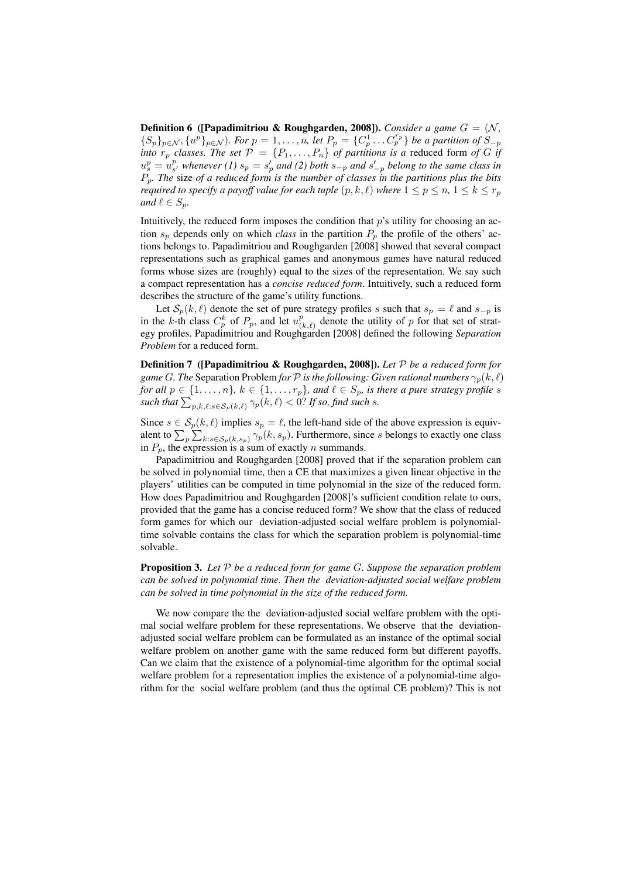**Definition 6 ([Papadimitriou & Roughgarden, 2008]).** *Consider a game $G = (\mathcal{N}, \{S_p\}_{p \in \mathcal{N}}, \{u^p\}_{p \in \mathcal{N}})$. For $p = 1, \ldots, n$, let $P_p = \{C_p^1 \ldots C_p^{r_p}\}$ be a partition of $S_{-p}$ into $r_p$ classes. The set $\mathcal{P} = \{P_1, \ldots, P_n\}$ of partitions is a* reduced form *of $G$ if $u_s^p = u_{s'}^p$ whenever (1) $s_p = s'_p$ and (2) both $s_{-p}$ and $s'_{-p}$ belong to the same class in $P_p$. The* size *of a reduced form is the number of classes in the partitions plus the bits required to specify a payoff value for each tuple $(p, k, \ell)$ where $1 \leq p \leq n$, $1 \leq k \leq r_p$ and $\ell \in S_p$.*

Intuitively, the reduced form imposes the condition that $p$'s utility for choosing an action $s_p$ depends only on which *class* in the partition $P_p$ the profile of the others' actions belongs to. Papadimitriou and Roughgarden [2008] showed that several compact representations such as graphical games and anonymous games have natural reduced forms whose sizes are (roughly) equal to the sizes of the representation. We say such a compact representation has a *concise reduced form*. Intuitively, such a reduced form describes the structure of the game's utility functions.

Let $\mathcal{S}_p(k, \ell)$ denote the set of pure strategy profiles $s$ such that $s_p = \ell$ and $s_{-p}$ is in the $k$-th class $C_p^k$ of $P_p$, and let $u_{(k,\ell)}^p$ denote the utility of $p$ for that set of strategy profiles. Papadimitriou and Roughgarden [2008] defined the following *Separation Problem* for a reduced form.

**Definition 7 ([Papadimitriou & Roughgarden, 2008]).** *Let $\mathcal{P}$ be a reduced form for game $G$. The* Separation Problem *for $\mathcal{P}$ is the following: Given rational numbers $\gamma_p(k, \ell)$ for all $p \in \{1, \ldots, n\}$, $k \in \{1, \ldots, r_p\}$, and $\ell \in S_p$, is there a pure strategy profile $s$ such that $\sum_{p,k,\ell: s \in \mathcal{S}_p(k,\ell)} \gamma_p(k, \ell) < 0$? If so, find such $s$.*

Since $s \in \mathcal{S}_p(k, \ell)$ implies $s_p = \ell$, the left-hand side of the above expression is equivalent to $\sum_p \sum_{k: s \in \mathcal{S}_p(k, s_p)} \gamma_p(k, s_p)$. Furthermore, since $s$ belongs to exactly one class in $P_p$, the expression is a sum of exactly $n$ summands.

Papadimitriou and Roughgarden [2008] proved that if the separation problem can be solved in polynomial time, then a CE that maximizes a given linear objective in the players' utilities can be computed in time polynomial in the size of the reduced form. How does Papadimitriou and Roughgarden [2008]'s sufficient condition relate to ours, provided that the game has a concise reduced form? We show that the class of reduced form games for which our deviation-adjusted social welfare problem is polynomial-time solvable contains the class for which the separation problem is polynomial-time solvable.

**Proposition 3.** *Let $\mathcal{P}$ be a reduced form for game $G$. Suppose the separation problem can be solved in polynomial time. Then the deviation-adjusted social welfare problem can be solved in time polynomial in the size of the reduced form.*

We now compare the the deviation-adjusted social welfare problem with the optimal social welfare problem for these representations. We observe that the deviation-adjusted social welfare problem can be formulated as an instance of the optimal social welfare problem on another game with the same reduced form but different payoffs. Can we claim that the existence of a polynomial-time algorithm for the optimal social welfare problem for a representation implies the existence of a polynomial-time algorithm for the social welfare problem (and thus the optimal CE problem)? This is not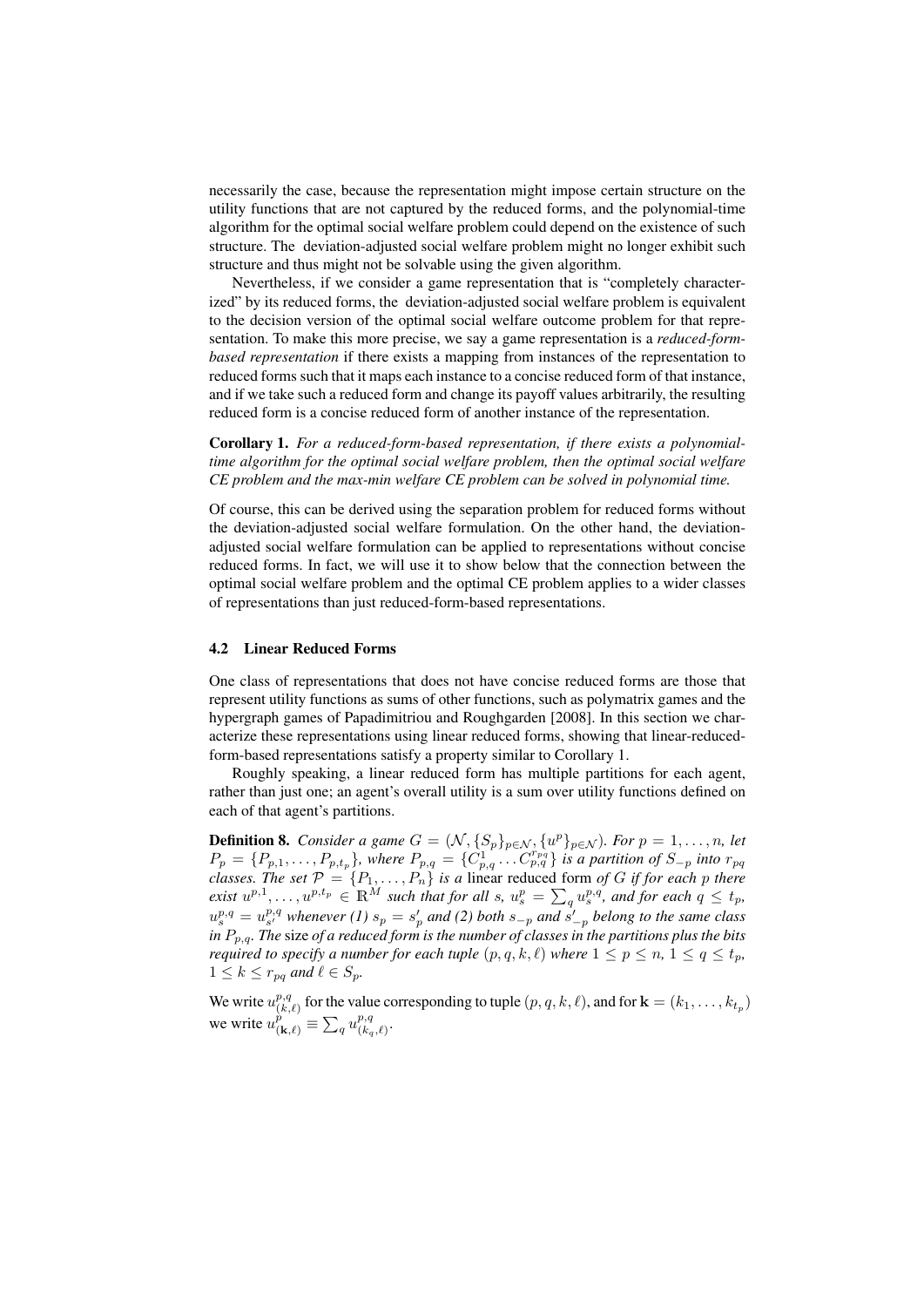necessarily the case, because the representation might impose certain structure on the utility functions that are not captured by the reduced forms, and the polynomial-time algorithm for the optimal social welfare problem could depend on the existence of such structure. The deviation-adjusted social welfare problem might no longer exhibit such structure and thus might not be solvable using the given algorithm.

Nevertheless, if we consider a game representation that is "completely characterized" by its reduced forms, the deviation-adjusted social welfare problem is equivalent to the decision version of the optimal social welfare outcome problem for that representation. To make this more precise, we say a game representation is a *reduced-form-based representation* if there exists a mapping from instances of the representation to reduced forms such that it maps each instance to a concise reduced form of that instance, and if we take such a reduced form and change its payoff values arbitrarily, the resulting reduced form is a concise reduced form of another instance of the representation.

**Corollary 1.** *For a reduced-form-based representation, if there exists a polynomial-time algorithm for the optimal social welfare problem, then the optimal social welfare CE problem and the max-min welfare CE problem can be solved in polynomial time.*

Of course, this can be derived using the separation problem for reduced forms without the deviation-adjusted social welfare formulation. On the other hand, the deviation-adjusted social welfare formulation can be applied to representations without concise reduced forms. In fact, we will use it to show below that the connection between the optimal social welfare problem and the optimal CE problem applies to a wider classes of representations than just reduced-form-based representations.

### 4.2 Linear Reduced Forms

One class of representations that does not have concise reduced forms are those that represent utility functions as sums of other functions, such as polymatrix games and the hypergraph games of Papadimitriou and Roughgarden [2008]. In this section we characterize these representations using linear reduced forms, showing that linear-reduced-form-based representations satisfy a property similar to Corollary 1.

Roughly speaking, a linear reduced form has multiple partitions for each agent, rather than just one; an agent's overall utility is a sum over utility functions defined on each of that agent's partitions.

**Definition 8.** *Consider a game $G = (\mathcal{N}, \{S_p\}_{p\in\mathcal{N}}, \{u^p\}_{p\in\mathcal{N}})$. For $p = 1, \ldots, n$, let $P_p = \{P_{p,1}, \ldots, P_{p,t_p}\}$, where $P_{p,q} = \{C^1_{p,q} \ldots C^{r_{pq}}_{p,q}\}$ is a partition of $S_{-p}$ into $r_{pq}$ classes. The set $\mathcal{P} = \{P_1, \ldots, P_n\}$ is a* linear reduced form *of $G$ if for each $p$ there exist $u^{p,1}, \ldots, u^{p,t_p} \in \mathbb{R}^M$ such that for all $s$, $u^p_s = \sum_q u^{p,q}_s$, and for each $q \leq t_p$, $u^{p,q}_s = u^{p,q}_{s'}$ whenever (1) $s_p = s'_p$ and (2) both $s_{-p}$ and $s'_{-p}$ belong to the same class in $P_{p,q}$. The* size *of a reduced form is the number of classes in the partitions plus the bits required to specify a number for each tuple $(p, q, k, \ell)$ where $1 \leq p \leq n$, $1 \leq q \leq t_p$, $1 \leq k \leq r_{pq}$ and $\ell \in S_p$.*

We write $u^{p,q}_{(k,\ell)}$ for the value corresponding to tuple $(p, q, k, \ell)$, and for $\mathbf{k} = (k_1, \ldots, k_{t_p})$ we write $u^p_{(\mathbf{k},\ell)} \equiv \sum_q u^{p,q}_{(k_q,\ell)}$.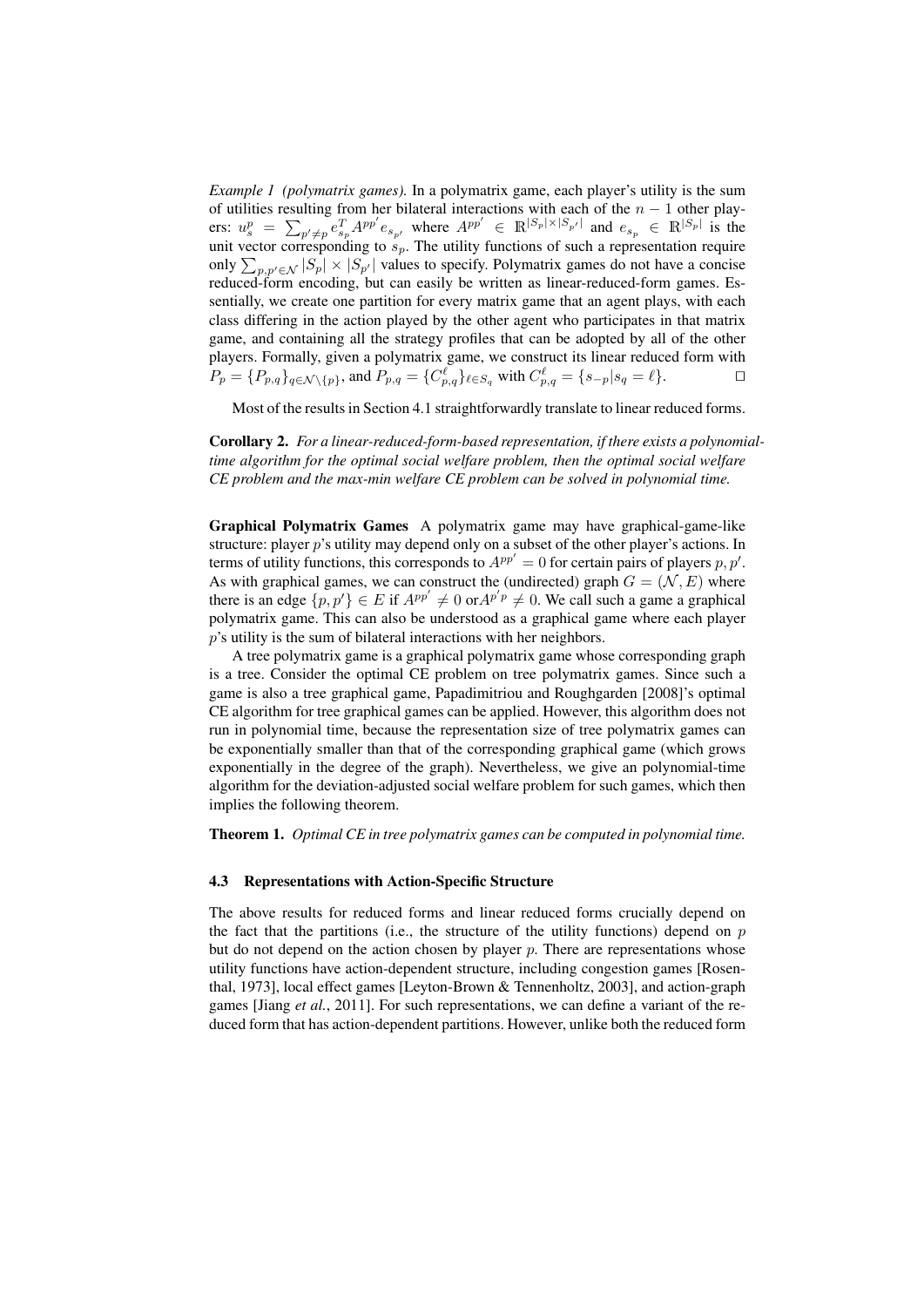*Example 1 (polymatrix games).* In a polymatrix game, each player's utility is the sum of utilities resulting from her bilateral interactions with each of the $n-1$ other players: $u_s^p = \sum_{p' \neq p} e_{s_p}^T A^{pp'} e_{s_{p'}}$ where $A^{pp'} \in \mathbb{R}^{|S_p| \times |S_{p'}|}$ and $e_{s_p} \in \mathbb{R}^{|S_p|}$ is the unit vector corresponding to $s_p$. The utility functions of such a representation require only $\sum_{p,p' \in \mathcal{N}} |S_p| \times |S_{p'}|$ values to specify. Polymatrix games do not have a concise reduced-form encoding, but can easily be written as linear-reduced-form games. Essentially, we create one partition for every matrix game that an agent plays, with each class differing in the action played by the other agent who participates in that matrix game, and containing all the strategy profiles that can be adopted by all of the other players. Formally, given a polymatrix game, we construct its linear reduced form with $P_p = \{P_{p,q}\}_{q \in \mathcal{N} \setminus \{p\}}$, and $P_{p,q} = \{C_{p,q}^{\ell}\}_{\ell \in S_q}$ with $C_{p,q}^{\ell} = \{s_{-p} | s_q = \ell\}$. □

Most of the results in Section 4.1 straightforwardly translate to linear reduced forms.

**Corollary 2.** *For a linear-reduced-form-based representation, if there exists a polynomial-time algorithm for the optimal social welfare problem, then the optimal social welfare CE problem and the max-min welfare CE problem can be solved in polynomial time.*

**Graphical Polymatrix Games** A polymatrix game may have graphical-game-like structure: player $p$'s utility may depend only on a subset of the other player's actions. In terms of utility functions, this corresponds to $A^{pp'} = 0$ for certain pairs of players $p, p'$. As with graphical games, we can construct the (undirected) graph $G = (\mathcal{N}, E)$ where there is an edge $\{p, p'\} \in E$ if $A^{pp'} \neq 0$ or$A^{p'p} \neq 0$. We call such a game a graphical polymatrix game. This can also be understood as a graphical game where each player $p$'s utility is the sum of bilateral interactions with her neighbors.

A tree polymatrix game is a graphical polymatrix game whose corresponding graph is a tree. Consider the optimal CE problem on tree polymatrix games. Since such a game is also a tree graphical game, Papadimitriou and Roughgarden [2008]'s optimal CE algorithm for tree graphical games can be applied. However, this algorithm does not run in polynomial time, because the representation size of tree polymatrix games can be exponentially smaller than that of the corresponding graphical game (which grows exponentially in the degree of the graph). Nevertheless, we give an polynomial-time algorithm for the deviation-adjusted social welfare problem for such games, which then implies the following theorem.

**Theorem 1.** *Optimal CE in tree polymatrix games can be computed in polynomial time.*

### 4.3 Representations with Action-Specific Structure

The above results for reduced forms and linear reduced forms crucially depend on the fact that the partitions (i.e., the structure of the utility functions) depend on $p$ but do not depend on the action chosen by player $p$. There are representations whose utility functions have action-dependent structure, including congestion games [Rosenthal, 1973], local effect games [Leyton-Brown & Tennenholtz, 2003], and action-graph games [Jiang *et al.*, 2011]. For such representations, we can define a variant of the reduced form that has action-dependent partitions. However, unlike both the reduced form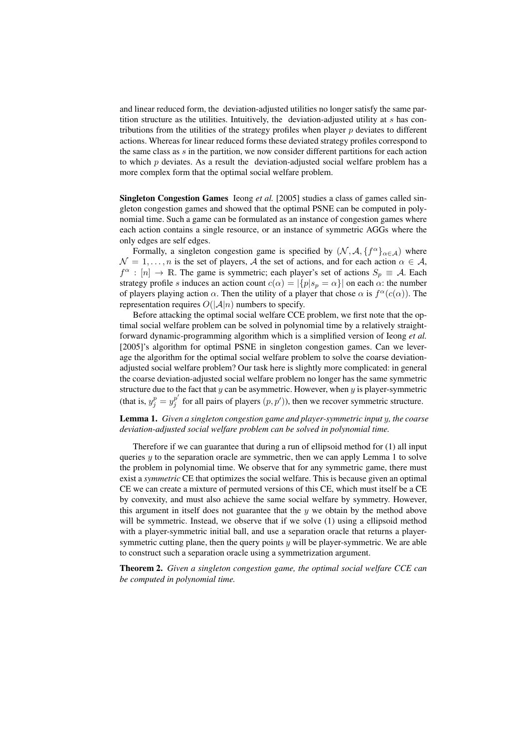and linear reduced form, the deviation-adjusted utilities no longer satisfy the same partition structure as the utilities. Intuitively, the deviation-adjusted utility at $s$ has contributions from the utilities of the strategy profiles when player $p$ deviates to different actions. Whereas for linear reduced forms these deviated strategy profiles correspond to the same class as $s$ in the partition, we now consider different partitions for each action to which $p$ deviates. As a result the deviation-adjusted social welfare problem has a more complex form that the optimal social welfare problem.

**Singleton Congestion Games** Ieong *et al.* [2005] studies a class of games called singleton congestion games and showed that the optimal PSNE can be computed in polynomial time. Such a game can be formulated as an instance of congestion games where each action contains a single resource, or an instance of symmetric AGGs where the only edges are self edges.

Formally, a singleton congestion game is specified by $(\mathcal{N}, \mathcal{A}, \{f^\alpha\}_{\alpha \in \mathcal{A}})$ where $\mathcal{N} = 1, \ldots, n$ is the set of players, $\mathcal{A}$ the set of actions, and for each action $\alpha \in \mathcal{A}$, $f^\alpha : [n] \to \mathbb{R}$. The game is symmetric; each player's set of actions $S_p \equiv \mathcal{A}$. Each strategy profile $s$ induces an action count $c(\alpha) = |\{p | s_p = \alpha\}|$ on each $\alpha$: the number of players playing action $\alpha$. Then the utility of a player that chose $\alpha$ is $f^\alpha(c(\alpha))$. The representation requires $O(|\mathcal{A}|n)$ numbers to specify.

Before attacking the optimal social welfare CCE problem, we first note that the optimal social welfare problem can be solved in polynomial time by a relatively straightforward dynamic-programming algorithm which is a simplified version of Ieong *et al.* [2005]'s algorithm for optimal PSNE in singleton congestion games. Can we leverage the algorithm for the optimal social welfare problem to solve the coarse deviation-adjusted social welfare problem? Our task here is slightly more complicated: in general the coarse deviation-adjusted social welfare problem no longer has the same symmetric structure due to the fact that $y$ can be asymmetric. However, when $y$ is player-symmetric (that is, $y^p_j = y^{p'}_j$ for all pairs of players $(p, p')$), then we recover symmetric structure.

**Lemma 1.** *Given a singleton congestion game and player-symmetric input $y$, the coarse deviation-adjusted social welfare problem can be solved in polynomial time.*

Therefore if we can guarantee that during a run of ellipsoid method for (1) all input queries $y$ to the separation oracle are symmetric, then we can apply Lemma 1 to solve the problem in polynomial time. We observe that for any symmetric game, there must exist a *symmetric* CE that optimizes the social welfare. This is because given an optimal CE we can create a mixture of permuted versions of this CE, which must itself be a CE by convexity, and must also achieve the same social welfare by symmetry. However, this argument in itself does not guarantee that the $y$ we obtain by the method above will be symmetric. Instead, we observe that if we solve (1) using a ellipsoid method with a player-symmetric initial ball, and use a separation oracle that returns a player-symmetric cutting plane, then the query points $y$ will be player-symmetric. We are able to construct such a separation oracle using a symmetrization argument.

**Theorem 2.** *Given a singleton congestion game, the optimal social welfare CCE can be computed in polynomial time.*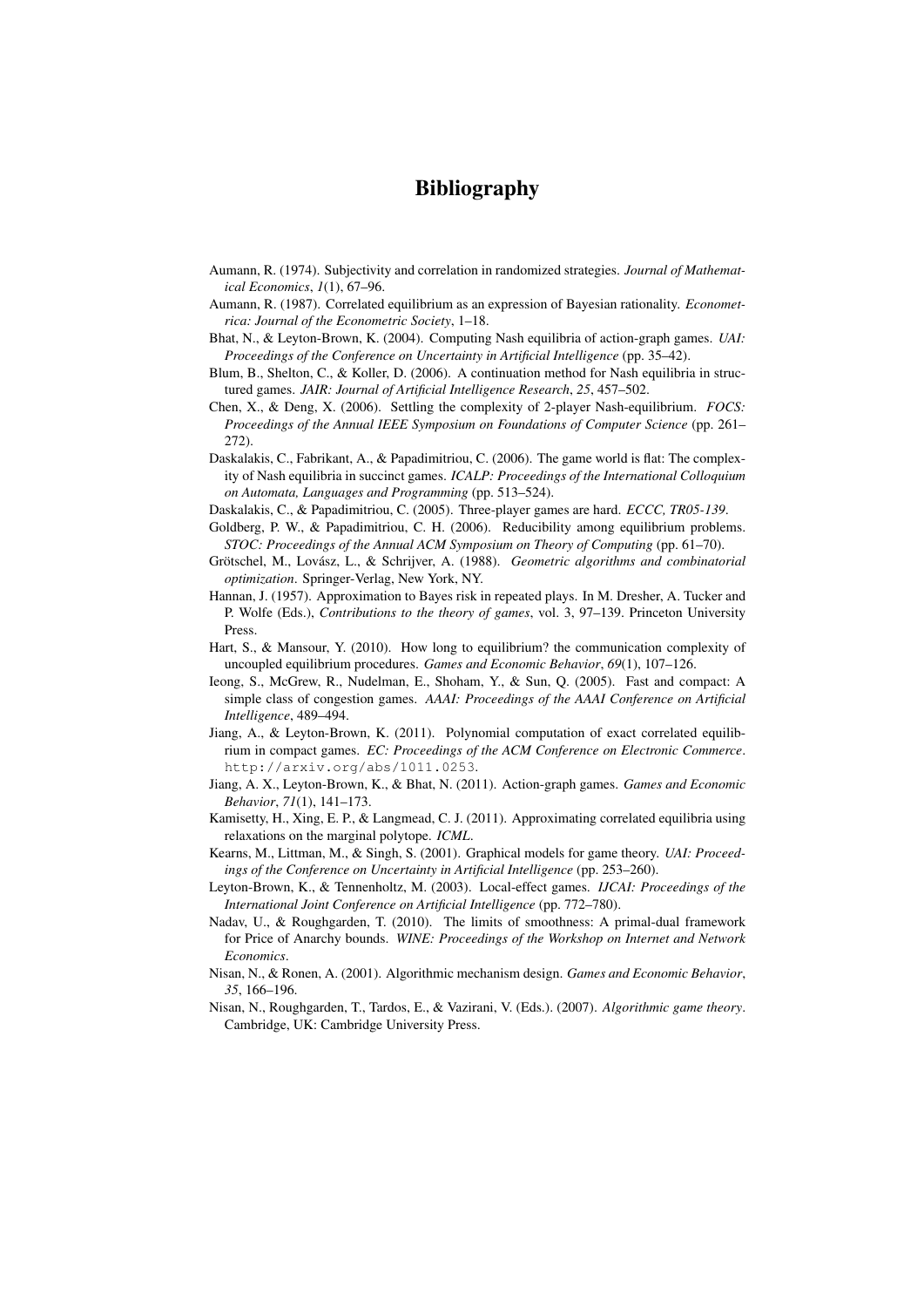# Bibliography

Aumann, R. (1974). Subjectivity and correlation in randomized strategies. *Journal of Mathematical Economics*, *1*(1), 67–96.

Aumann, R. (1987). Correlated equilibrium as an expression of Bayesian rationality. *Econometrica: Journal of the Econometric Society*, 1–18.

Bhat, N., & Leyton-Brown, K. (2004). Computing Nash equilibria of action-graph games. *UAI: Proceedings of the Conference on Uncertainty in Artificial Intelligence* (pp. 35–42).

Blum, B., Shelton, C., & Koller, D. (2006). A continuation method for Nash equilibria in structured games. *JAIR: Journal of Artificial Intelligence Research*, *25*, 457–502.

Chen, X., & Deng, X. (2006). Settling the complexity of 2-player Nash-equilibrium. *FOCS: Proceedings of the Annual IEEE Symposium on Foundations of Computer Science* (pp. 261–272).

Daskalakis, C., Fabrikant, A., & Papadimitriou, C. (2006). The game world is flat: The complexity of Nash equilibria in succinct games. *ICALP: Proceedings of the International Colloquium on Automata, Languages and Programming* (pp. 513–524).

Daskalakis, C., & Papadimitriou, C. (2005). Three-player games are hard. *ECCC, TR05-139*.

Goldberg, P. W., & Papadimitriou, C. H. (2006). Reducibility among equilibrium problems. *STOC: Proceedings of the Annual ACM Symposium on Theory of Computing* (pp. 61–70).

Grötschel, M., Lovász, L., & Schrijver, A. (1988). *Geometric algorithms and combinatorial optimization*. Springer-Verlag, New York, NY.

Hannan, J. (1957). Approximation to Bayes risk in repeated plays. In M. Dresher, A. Tucker and P. Wolfe (Eds.), *Contributions to the theory of games*, vol. 3, 97–139. Princeton University Press.

Hart, S., & Mansour, Y. (2010). How long to equilibrium? the communication complexity of uncoupled equilibrium procedures. *Games and Economic Behavior*, *69*(1), 107–126.

Ieong, S., McGrew, R., Nudelman, E., Shoham, Y., & Sun, Q. (2005). Fast and compact: A simple class of congestion games. *AAAI: Proceedings of the AAAI Conference on Artificial Intelligence*, 489–494.

Jiang, A., & Leyton-Brown, K. (2011). Polynomial computation of exact correlated equilibrium in compact games. *EC: Proceedings of the ACM Conference on Electronic Commerce*. http://arxiv.org/abs/1011.0253.

Jiang, A. X., Leyton-Brown, K., & Bhat, N. (2011). Action-graph games. *Games and Economic Behavior*, *71*(1), 141–173.

Kamisetty, H., Xing, E. P., & Langmead, C. J. (2011). Approximating correlated equilibria using relaxations on the marginal polytope. *ICML*.

Kearns, M., Littman, M., & Singh, S. (2001). Graphical models for game theory. *UAI: Proceedings of the Conference on Uncertainty in Artificial Intelligence* (pp. 253–260).

Leyton-Brown, K., & Tennenholtz, M. (2003). Local-effect games. *IJCAI: Proceedings of the International Joint Conference on Artificial Intelligence* (pp. 772–780).

Nadav, U., & Roughgarden, T. (2010). The limits of smoothness: A primal-dual framework for Price of Anarchy bounds. *WINE: Proceedings of the Workshop on Internet and Network Economics*.

Nisan, N., & Ronen, A. (2001). Algorithmic mechanism design. *Games and Economic Behavior*, *35*, 166–196.

Nisan, N., Roughgarden, T., Tardos, E., & Vazirani, V. (Eds.). (2007). *Algorithmic game theory*. Cambridge, UK: Cambridge University Press.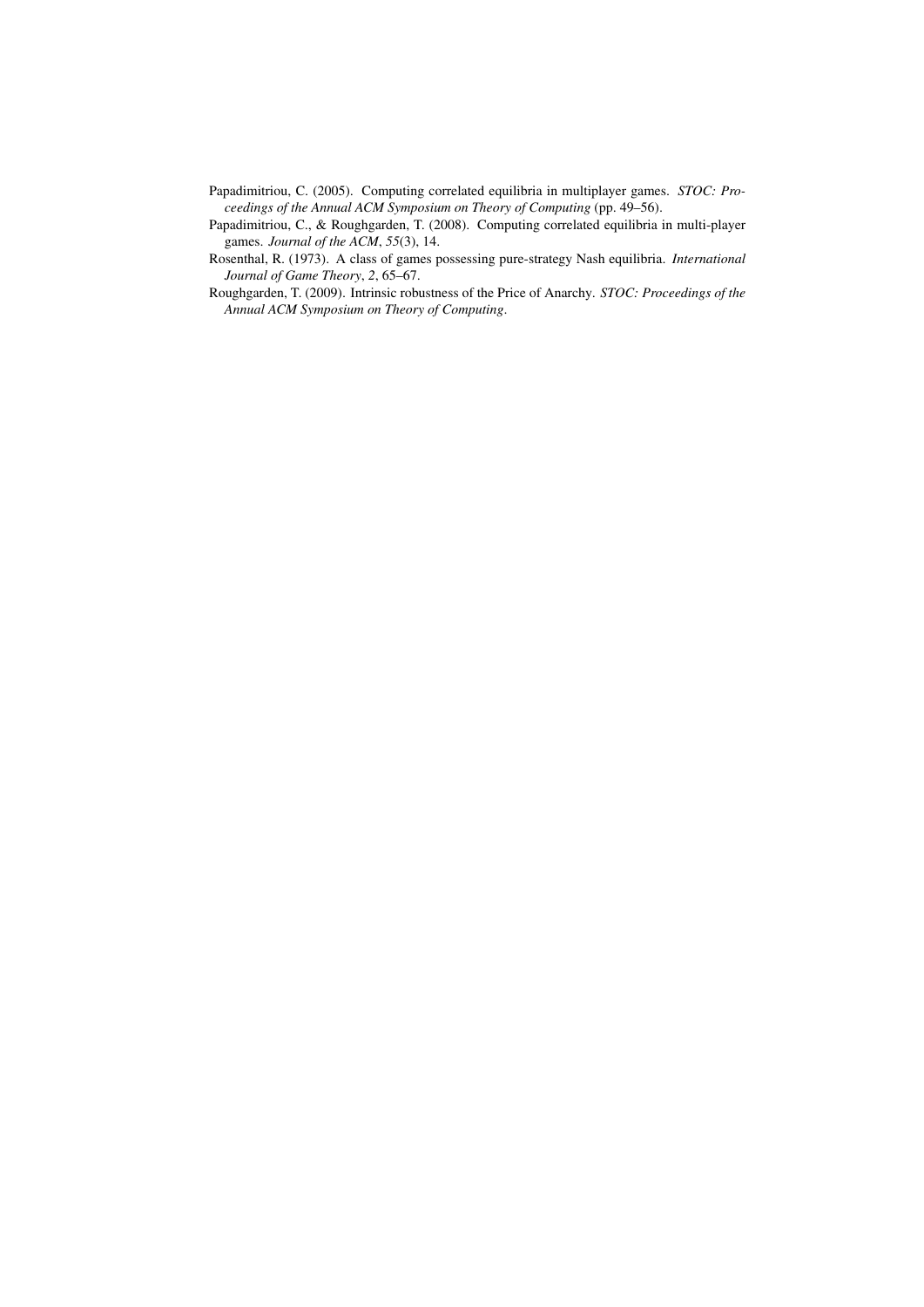Papadimitriou, C. (2005). Computing correlated equilibria in multiplayer games. *STOC: Proceedings of the Annual ACM Symposium on Theory of Computing* (pp. 49–56).

Papadimitriou, C., & Roughgarden, T. (2008). Computing correlated equilibria in multi-player games. *Journal of the ACM*, *55*(3), 14.

Rosenthal, R. (1973). A class of games possessing pure-strategy Nash equilibria. *International Journal of Game Theory*, *2*, 65–67.

Roughgarden, T. (2009). Intrinsic robustness of the Price of Anarchy. *STOC: Proceedings of the Annual ACM Symposium on Theory of Computing*.